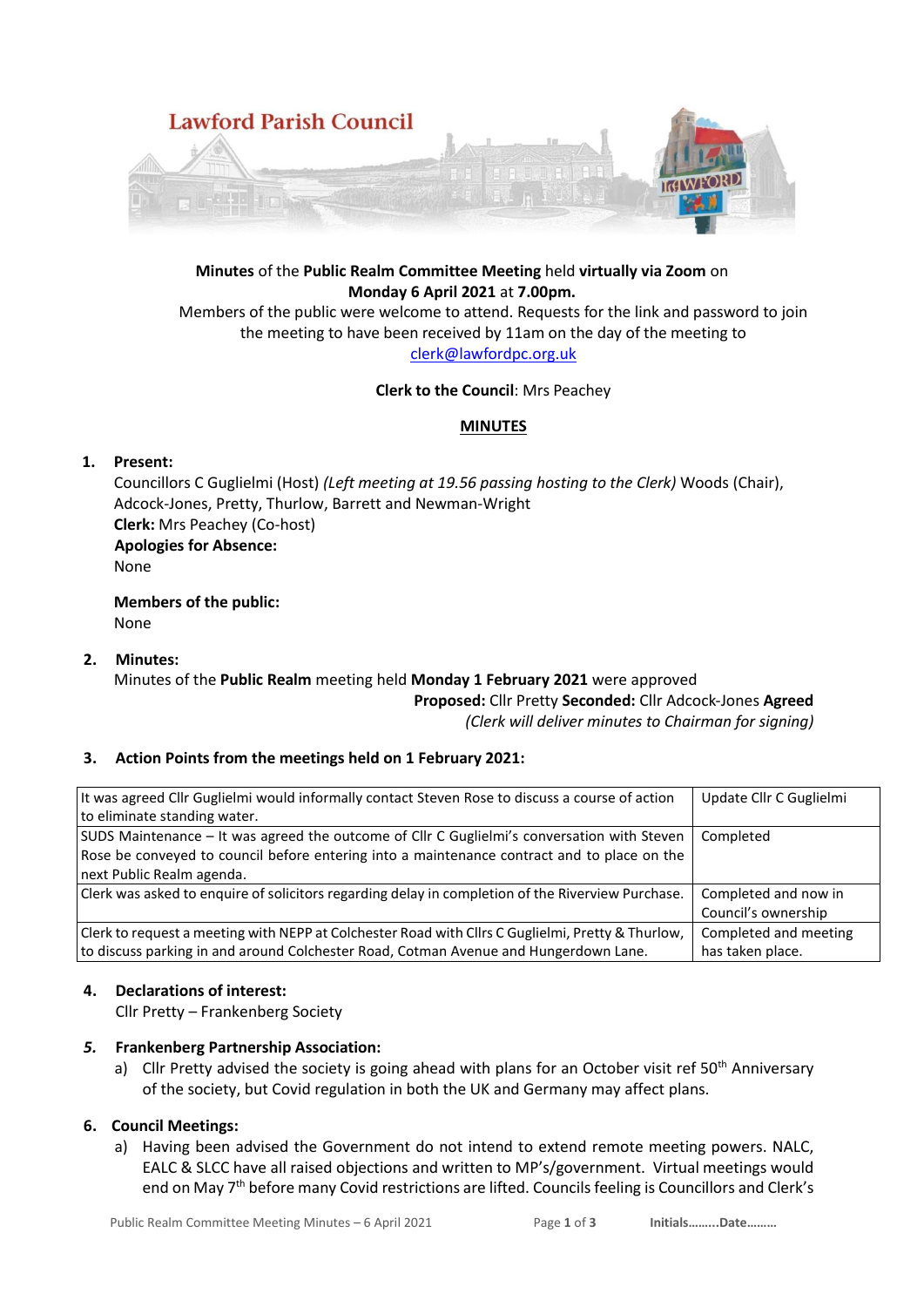# Lawford Parish Council

**Minutes** of the **Public Realm Committee Meeting** held **virtually via Zoom** on **Monday 6 April 2021** at **7.00pm.**

Members of the public were welcome to attend. Requests for the link and password to join the meeting to have been received by 11am on the day of the meeting to clerk@lawfordpc.org.uk

**Clerk to the Council**: Mrs Peachey

## MINUTES

1. **Present:**

   Councillors C Guglielmi (Host) *(Left meeting at 19.56 passing hosting to the Clerk)* Woods (Chair), Adcock-Jones, Pretty, Thurlow, Barrett and Newman-Wright

   **Clerk:** Mrs Peachey (Co-host)

   **Apologies for Absence:**

   None

   **Members of the public:**

   None

2. **Minutes:**

   Minutes of the **Public Realm** meeting held **Monday 1 February 2021** were approved

   **Proposed:** Cllr Pretty **Seconded:** Cllr Adcock-Jones **Agreed**

   *(Clerk will deliver minutes to Chairman for signing)*

3. **Action Points from the meetings held on 1 February 2021:**

| | |
|---|---|
| It was agreed Cllr Guglielmi would informally contact Steven Rose to discuss a course of action to eliminate standing water. | Update Cllr C Guglielmi |
| SUDS Maintenance – It was agreed the outcome of Cllr C Guglielmi's conversation with Steven Rose be conveyed to council before entering into a maintenance contract and to place on the next Public Realm agenda. | Completed |
| Clerk was asked to enquire of solicitors regarding delay in completion of the Riverview Purchase. | Completed and now in Council's ownership |
| Clerk to request a meeting with NEPP at Colchester Road with Cllrs C Guglielmi, Pretty & Thurlow, to discuss parking in and around Colchester Road, Cotman Avenue and Hungerdown Lane. | Completed and meeting has taken place. |

4. **Declarations of interest:**

   Cllr Pretty – Frankenberg Society

5. ***Frankenberg Partnership Association:***

   a) Cllr Pretty advised the society is going ahead with plans for an October visit ref 50th Anniversary of the society, but Covid regulation in both the UK and Germany may affect plans.

6. **Council Meetings:**

   a) Having been advised the Government do not intend to extend remote meeting powers. NALC, EALC & SLCC have all raised objections and written to MP's/government. Virtual meetings would end on May 7th before many Covid restrictions are lifted. Councils feeling is Councillors and Clerk's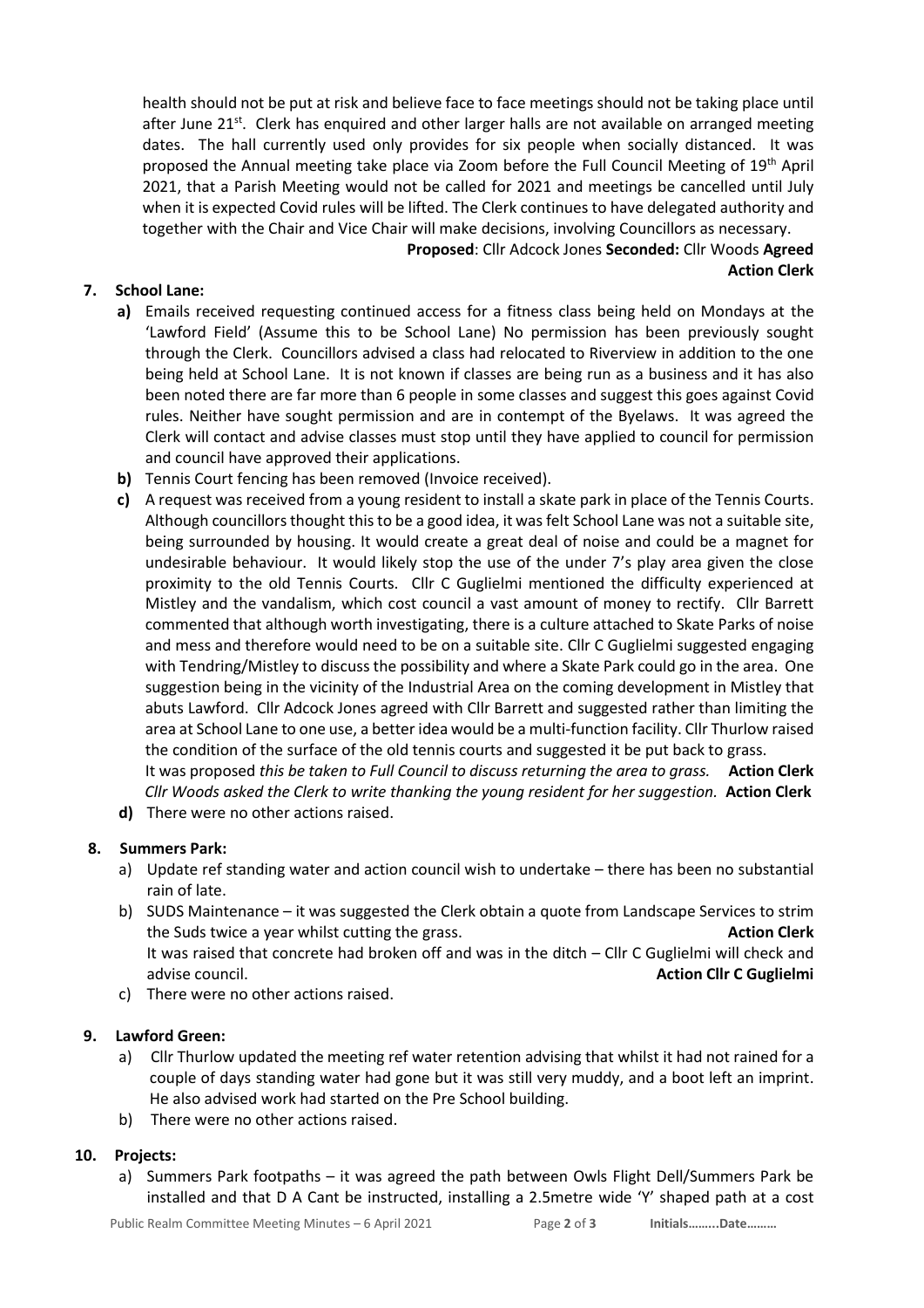health should not be put at risk and believe face to face meetings should not be taking place until after June 21st. Clerk has enquired and other larger halls are not available on arranged meeting dates. The hall currently used only provides for six people when socially distanced. It was proposed the Annual meeting take place via Zoom before the Full Council Meeting of 19th April 2021, that a Parish Meeting would not be called for 2021 and meetings be cancelled until July when it is expected Covid rules will be lifted. The Clerk continues to have delegated authority and together with the Chair and Vice Chair will make decisions, involving Councillors as necessary.

**Proposed**: Cllr Adcock Jones **Seconded:** Cllr Woods **Agreed**
**Action Clerk**

**7. School Lane:**

- **a)** Emails received requesting continued access for a fitness class being held on Mondays at the 'Lawford Field' (Assume this to be School Lane) No permission has been previously sought through the Clerk. Councillors advised a class had relocated to Riverview in addition to the one being held at School Lane. It is not known if classes are being run as a business and it has also been noted there are far more than 6 people in some classes and suggest this goes against Covid rules. Neither have sought permission and are in contempt of the Byelaws. It was agreed the Clerk will contact and advise classes must stop until they have applied to council for permission and council have approved their applications.
- **b)** Tennis Court fencing has been removed (Invoice received).
- **c)** A request was received from a young resident to install a skate park in place of the Tennis Courts. Although councillors thought this to be a good idea, it was felt School Lane was not a suitable site, being surrounded by housing. It would create a great deal of noise and could be a magnet for undesirable behaviour. It would likely stop the use of the under 7's play area given the close proximity to the old Tennis Courts. Cllr C Guglielmi mentioned the difficulty experienced at Mistley and the vandalism, which cost council a vast amount of money to rectify. Cllr Barrett commented that although worth investigating, there is a culture attached to Skate Parks of noise and mess and therefore would need to be on a suitable site. Cllr C Guglielmi suggested engaging with Tendring/Mistley to discuss the possibility and where a Skate Park could go in the area. One suggestion being in the vicinity of the Industrial Area on the coming development in Mistley that abuts Lawford. Cllr Adcock Jones agreed with Cllr Barrett and suggested rather than limiting the area at School Lane to one use, a better idea would be a multi-function facility. Cllr Thurlow raised the condition of the surface of the old tennis courts and suggested it be put back to grass.
  It was proposed *this be taken to Full Council to discuss returning the area to grass.* **Action Clerk**
  *Cllr Woods asked the Clerk to write thanking the young resident for her suggestion.* **Action Clerk**
- **d)** There were no other actions raised.

**8. Summers Park:**

- a) Update ref standing water and action council wish to undertake – there has been no substantial rain of late.
- b) SUDS Maintenance – it was suggested the Clerk obtain a quote from Landscape Services to strim the Suds twice a year whilst cutting the grass. **Action Clerk**
  It was raised that concrete had broken off and was in the ditch – Cllr C Guglielmi will check and advise council. **Action Cllr C Guglielmi**
- c) There were no other actions raised.

**9. Lawford Green:**

- a) Cllr Thurlow updated the meeting ref water retention advising that whilst it had not rained for a couple of days standing water had gone but it was still very muddy, and a boot left an imprint. He also advised work had started on the Pre School building.
- b) There were no other actions raised.

**10. Projects:**

- a) Summers Park footpaths – it was agreed the path between Owls Flight Dell/Summers Park be installed and that D A Cant be instructed, installing a 2.5metre wide 'Y' shaped path at a cost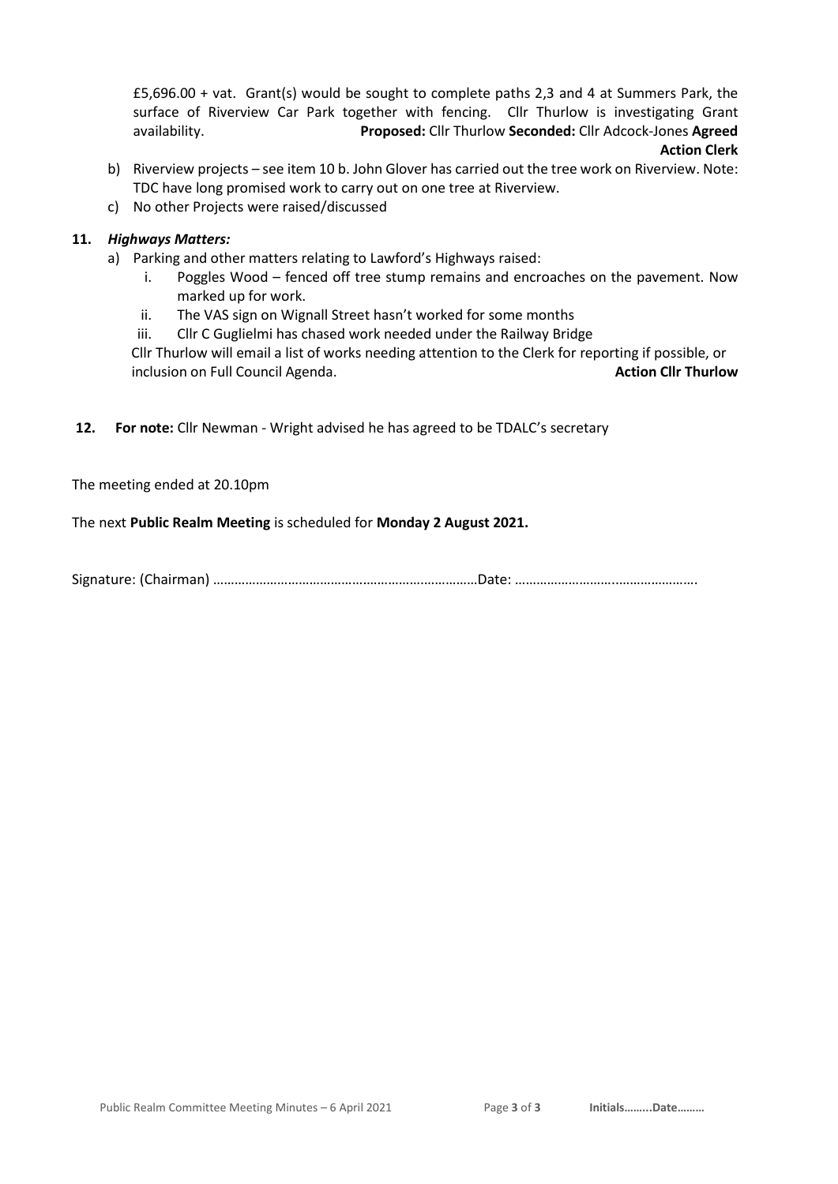£5,696.00 + vat. Grant(s) would be sought to complete paths 2,3 and 4 at Summers Park, the surface of Riverview Car Park together with fencing. Cllr Thurlow is investigating Grant availability. **Proposed:** Cllr Thurlow **Seconded:** Cllr Adcock-Jones **Agreed**

**Action Clerk**

b) Riverview projects – see item 10 b. John Glover has carried out the tree work on Riverview. Note: TDC have long promised work to carry out on one tree at Riverview.

c) No other Projects were raised/discussed

**11.** ***Highways Matters:***

a) Parking and other matters relating to Lawford's Highways raised:

   i. Poggles Wood – fenced off tree stump remains and encroaches on the pavement. Now marked up for work.

   ii. The VAS sign on Wignall Street hasn't worked for some months

   iii. Cllr C Guglielmi has chased work needed under the Railway Bridge

   Cllr Thurlow will email a list of works needing attention to the Clerk for reporting if possible, or inclusion on Full Council Agenda. **Action Cllr Thurlow**

**12.** **For note:** Cllr Newman - Wright advised he has agreed to be TDALC's secretary

The meeting ended at 20.10pm

The next **Public Realm Meeting** is scheduled for **Monday 2 August 2021.**

Signature: (Chairman) ………………………………………………………………Date: …………………………..………………….